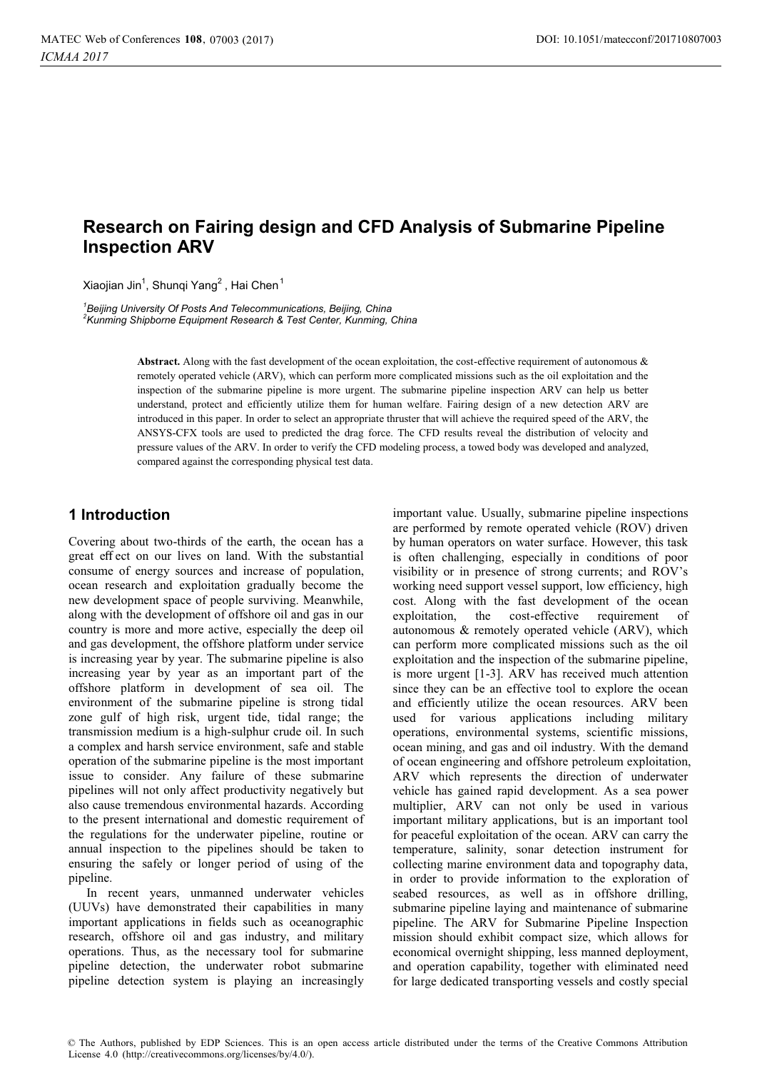# Research on Fairing design and CFD Analysis of Submarine Pipeline Inspection ARV

Xiaojian Jin[1], Shunqi Yang[2], Hai Chen[1]

[1]*Beijing University Of Posts And Telecommunications, Beijing, China*
[2]*Kunming Shipborne Equipment Research & Test Center, Kunming, China*

**Abstract.** Along with the fast development of the ocean exploitation, the cost-effective requirement of autonomous & remotely operated vehicle (ARV), which can perform more complicated missions such as the oil exploitation and the inspection of the submarine pipeline is more urgent. The submarine pipeline inspection ARV can help us better understand, protect and efficiently utilize them for human welfare. Fairing design of a new detection ARV are introduced in this paper. In order to select an appropriate thruster that will achieve the required speed of the ARV, the ANSYS-CFX tools are used to predicted the drag force. The CFD results reveal the distribution of velocity and pressure values of the ARV. In order to verify the CFD modeling process, a towed body was developed and analyzed, compared against the corresponding physical test data.

## 1 Introduction

Covering about two-thirds of the earth, the ocean has a great effect on our lives on land. With the substantial consume of energy sources and increase of population, ocean research and exploitation gradually become the new development space of people surviving. Meanwhile, along with the development of offshore oil and gas in our country is more and more active, especially the deep oil and gas development, the offshore platform under service is increasing year by year. The submarine pipeline is also increasing year by year as an important part of the offshore platform in development of sea oil. The environment of the submarine pipeline is strong tidal zone gulf of high risk, urgent tide, tidal range; the transmission medium is a high-sulphur crude oil. In such a complex and harsh service environment, safe and stable operation of the submarine pipeline is the most important issue to consider. Any failure of these submarine pipelines will not only affect productivity negatively but also cause tremendous environmental hazards. According to the present international and domestic requirement of the regulations for the underwater pipeline, routine or annual inspection to the pipelines should be taken to ensuring the safely or longer period of using of the pipeline.

In recent years, unmanned underwater vehicles (UUVs) have demonstrated their capabilities in many important applications in fields such as oceanographic research, offshore oil and gas industry, and military operations. Thus, as the necessary tool for submarine pipeline detection, the underwater robot submarine pipeline detection system is playing an increasingly important value. Usually, submarine pipeline inspections are performed by remote operated vehicle (ROV) driven by human operators on water surface. However, this task is often challenging, especially in conditions of poor visibility or in presence of strong currents; and ROV's working need support vessel support, low efficiency, high cost. Along with the fast development of the ocean exploitation, the cost-effective requirement of autonomous & remotely operated vehicle (ARV), which can perform more complicated missions such as the oil exploitation and the inspection of the submarine pipeline, is more urgent [1-3]. ARV has received much attention since they can be an effective tool to explore the ocean and efficiently utilize the ocean resources. ARV been used for various applications including military operations, environmental systems, scientific missions, ocean mining, and gas and oil industry. With the demand of ocean engineering and offshore petroleum exploitation, ARV which represents the direction of underwater vehicle has gained rapid development. As a sea power multiplier, ARV can not only be used in various important military applications, but is an important tool for peaceful exploitation of the ocean. ARV can carry the temperature, salinity, sonar detection instrument for collecting marine environment data and topography data, in order to provide information to the exploration of seabed resources, as well as in offshore drilling, submarine pipeline laying and maintenance of submarine pipeline. The ARV for Submarine Pipeline Inspection mission should exhibit compact size, which allows for economical overnight shipping, less manned deployment, and operation capability, together with eliminated need for large dedicated transporting vessels and costly special

© The Authors, published by EDP Sciences. This is an open access article distributed under the terms of the Creative Commons Attribution License 4.0 (http://creativecommons.org/licenses/by/4.0/).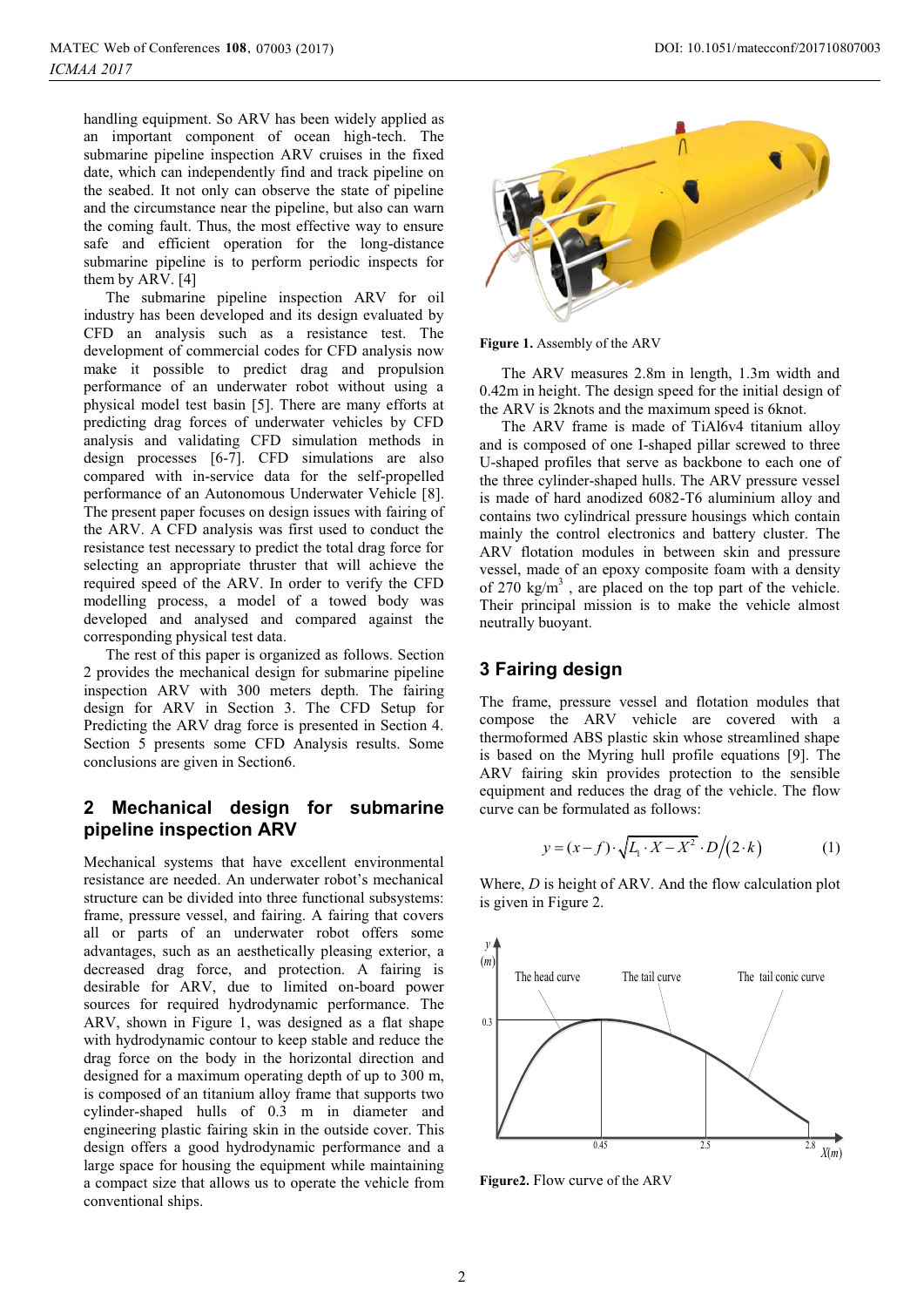handling equipment. So ARV has been widely applied as an important component of ocean high-tech. The submarine pipeline inspection ARV cruises in the fixed date, which can independently find and track pipeline on the seabed. It not only can observe the state of pipeline and the circumstance near the pipeline, but also can warn the coming fault. Thus, the most effective way to ensure safe and efficient operation for the long-distance submarine pipeline is to perform periodic inspects for them by ARV. [4]

The submarine pipeline inspection ARV for oil industry has been developed and its design evaluated by CFD an analysis such as a resistance test. The development of commercial codes for CFD analysis now make it possible to predict drag and propulsion performance of an underwater robot without using a physical model test basin [5]. There are many efforts at predicting drag forces of underwater vehicles by CFD analysis and validating CFD simulation methods in design processes [6-7]. CFD simulations are also compared with in-service data for the self-propelled performance of an Autonomous Underwater Vehicle [8]. The present paper focuses on design issues with fairing of the ARV. A CFD analysis was first used to conduct the resistance test necessary to predict the total drag force for selecting an appropriate thruster that will achieve the required speed of the ARV. In order to verify the CFD modelling process, a model of a towed body was developed and analysed and compared against the corresponding physical test data.

The rest of this paper is organized as follows. Section 2 provides the mechanical design for submarine pipeline inspection ARV with 300 meters depth. The fairing design for ARV in Section 3. The CFD Setup for Predicting the ARV drag force is presented in Section 4. Section 5 presents some CFD Analysis results. Some conclusions are given in Section6.

## 2 Mechanical design for submarine pipeline inspection ARV

Mechanical systems that have excellent environmental resistance are needed. An underwater robot's mechanical structure can be divided into three functional subsystems: frame, pressure vessel, and fairing. A fairing that covers all or parts of an underwater robot offers some advantages, such as an aesthetically pleasing exterior, a decreased drag force, and protection. A fairing is desirable for ARV, due to limited on-board power sources for required hydrodynamic performance. The ARV, shown in Figure 1, was designed as a flat shape with hydrodynamic contour to keep stable and reduce the drag force on the body in the horizontal direction and designed for a maximum operating depth of up to 300 m, is composed of an titanium alloy frame that supports two cylinder-shaped hulls of 0.3 m in diameter and engineering plastic fairing skin in the outside cover. This design offers a good hydrodynamic performance and a large space for housing the equipment while maintaining a compact size that allows us to operate the vehicle from conventional ships.

**Figure 1.** Assembly of the ARV

The ARV measures 2.8m in length, 1.3m width and 0.42m in height. The design speed for the initial design of the ARV is 2knots and the maximum speed is 6knot.

The ARV frame is made of TiAl6v4 titanium alloy and is composed of one I-shaped pillar screwed to three U-shaped profiles that serve as backbone to each one of the three cylinder-shaped hulls. The ARV pressure vessel is made of hard anodized 6082-T6 aluminium alloy and contains two cylindrical pressure housings which contain mainly the control electronics and battery cluster. The ARV flotation modules in between skin and pressure vessel, made of an epoxy composite foam with a density of 270 kg/m$^3$ , are placed on the top part of the vehicle. Their principal mission is to make the vehicle almost neutrally buoyant.

## 3 Fairing design

The frame, pressure vessel and flotation modules that compose the ARV vehicle are covered with a thermoformed ABS plastic skin whose streamlined shape is based on the Myring hull profile equations [9]. The ARV fairing skin provides protection to the sensible equipment and reduces the drag of the vehicle. The flow curve can be formulated as follows:

$$y = (x - f) \cdot \sqrt{L_1 \cdot X - X^2} \cdot D/(2 \cdot k) \tag{1}$$

Where, $D$ is height of ARV. And the flow calculation plot is given in Figure 2.

**Figure2.** Flow curve of the ARV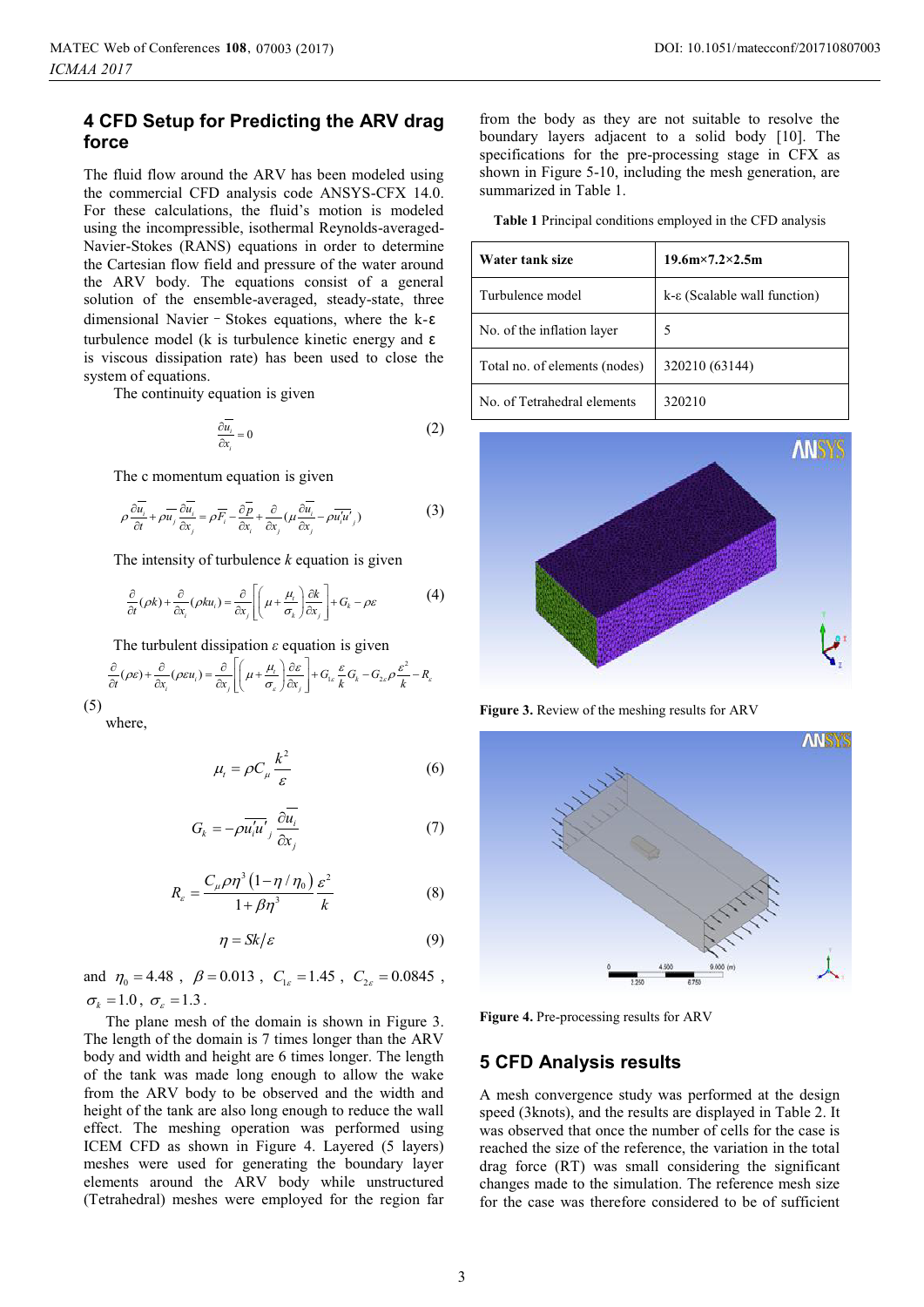## 4 CFD Setup for Predicting the ARV drag force

The fluid flow around the ARV has been modeled using the commercial CFD analysis code ANSYS-CFX 14.0. For these calculations, the fluid's motion is modeled using the incompressible, isothermal Reynolds-averaged-Navier-Stokes (RANS) equations in order to determine the Cartesian flow field and pressure of the water around the ARV body. The equations consist of a general solution of the ensemble-averaged, steady-state, three dimensional Navier–Stokes equations, where the k-ε turbulence model (k is turbulence kinetic energy and ε is viscous dissipation rate) has been used to close the system of equations.

The continuity equation is given

$$\frac{\partial \overline{u_i}}{\partial x_i} = 0 \tag{2}$$

The c momentum equation is given

$$\rho\frac{\partial \overline{u_i}}{\partial t} + \rho\overline{u_j}\frac{\partial \overline{u_i}}{\partial x_j} = \rho\overline{F_i} - \frac{\partial \overline{p}}{\partial x_i} + \frac{\partial}{\partial x_j}\left(\mu\frac{\partial \overline{u_i}}{\partial x_j} - \rho\overline{u_i'u_j'}\right) \tag{3}$$

The intensity of turbulence $k$ equation is given

$$\frac{\partial}{\partial t}(\rho k) + \frac{\partial}{\partial x_i}(\rho k u_i) = \frac{\partial}{\partial x_j}\left[\left(\mu + \frac{\mu_t}{\sigma_k}\right)\frac{\partial k}{\partial x_j}\right] + G_k - \rho\varepsilon \tag{4}$$

The turbulent dissipation $\varepsilon$ equation is given

$$\frac{\partial}{\partial t}(\rho\varepsilon) + \frac{\partial}{\partial x_i}(\rho\varepsilon u_i) = \frac{\partial}{\partial x_j}\left[\left(\mu + \frac{\mu_t}{\sigma_\varepsilon}\right)\frac{\partial \varepsilon}{\partial x_j}\right] + G_{1\varepsilon}\frac{\varepsilon}{k}G_k - G_{2\varepsilon}\rho\frac{\varepsilon^2}{k} - R_\varepsilon \tag{5}$$

where,

$$\mu_t = \rho C_\mu \frac{k^2}{\varepsilon} \tag{6}$$

$$G_k = -\rho\overline{u_i'u_j'}\frac{\partial \overline{u_i}}{\partial x_j} \tag{7}$$

$$R_\varepsilon = \frac{C_\mu \rho \eta^3\left(1 - \eta/\eta_0\right)}{1 + \beta\eta^3}\frac{\varepsilon^2}{k} \tag{8}$$

$$\eta = Sk/\varepsilon \tag{9}$$

and $\eta_0 = 4.48$, $\beta = 0.013$, $C_{1\varepsilon} = 1.45$, $C_{2\varepsilon} = 0.0845$, $\sigma_k = 1.0$, $\sigma_\varepsilon = 1.3$.

The plane mesh of the domain is shown in Figure 3. The length of the domain is 7 times longer than the ARV body and width and height are 6 times longer. The length of the tank was made long enough to allow the wake from the ARV body to be observed and the width and height of the tank are also long enough to reduce the wall effect. The meshing operation was performed using ICEM CFD as shown in Figure 4. Layered (5 layers) meshes were used for generating the boundary layer elements around the ARV body while unstructured (Tetrahedral) meshes were employed for the region far from the body as they are not suitable to resolve the boundary layers adjacent to a solid body [10]. The specifications for the pre-processing stage in CFX as shown in Figure 5-10, including the mesh generation, are summarized in Table 1.

**Table 1** Principal conditions employed in the CFD analysis

| **Water tank size** | **19.6m×7.2×2.5m** |
|---|---|
| Turbulence model | k-ε (Scalable wall function) |
| No. of the inflation layer | 5 |
| Total no. of elements (nodes) | 320210 (63144) |
| No. of Tetrahedral elements | 320210 |

**Figure 3.** Review of the meshing results for ARV

**Figure 4.** Pre-processing results for ARV

## 5 CFD Analysis results

A mesh convergence study was performed at the design speed (3knots), and the results are displayed in Table 2. It was observed that once the number of cells for the case is reached the size of the reference, the variation in the total drag force (RT) was small considering the significant changes made to the simulation. The reference mesh size for the case was therefore considered to be of sufficient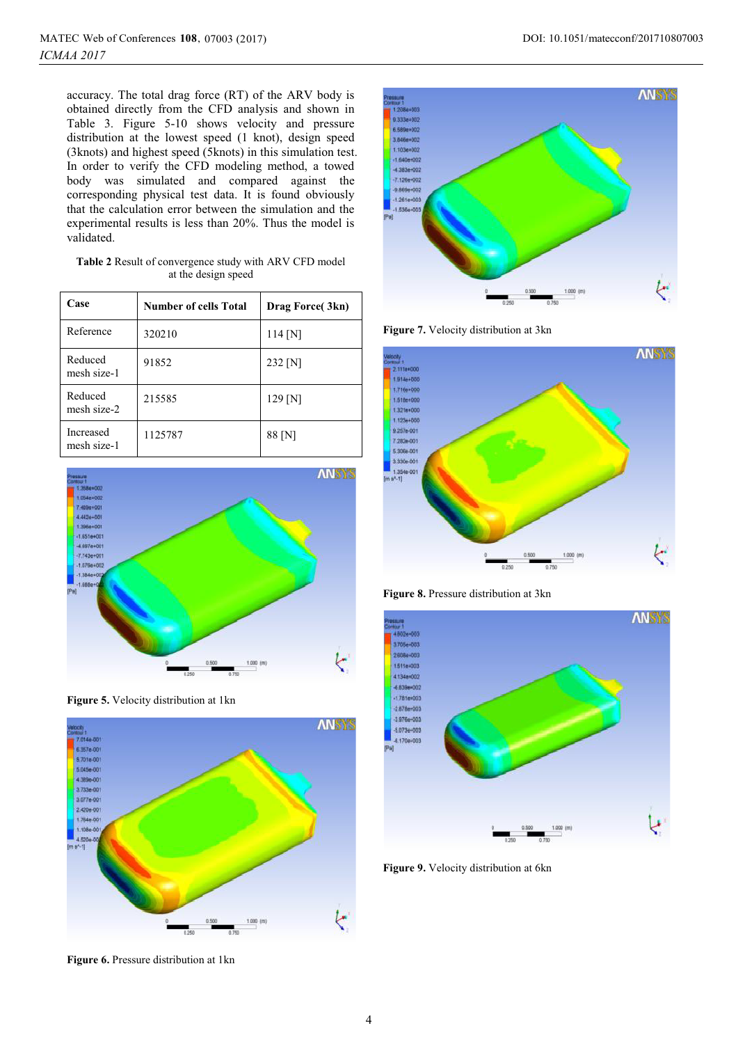accuracy. The total drag force (RT) of the ARV body is obtained directly from the CFD analysis and shown in Table 3. Figure 5-10 shows velocity and pressure distribution at the lowest speed (1 knot), design speed (3knots) and highest speed (5knots) in this simulation test. In order to verify the CFD modeling method, a towed body was simulated and compared against the corresponding physical test data. It is found obviously that the calculation error between the simulation and the experimental results is less than 20%. Thus the model is validated.

**Table 2** Result of convergence study with ARV CFD model at the design speed

| Case | Number of cells Total | Drag Force( 3kn) |
|---|---|---|
| Reference | 320210 | 114 [N] |
| Reduced mesh size-1 | 91852 | 232 [N] |
| Reduced mesh size-2 | 215585 | 129 [N] |
| Increased mesh size-1 | 1125787 | 88 [N] |

**Figure 5.** Velocity distribution at 1kn

**Figure 6.** Pressure distribution at 1kn

**Figure 7.** Velocity distribution at 3kn

**Figure 8.** Pressure distribution at 3kn

**Figure 9.** Velocity distribution at 6kn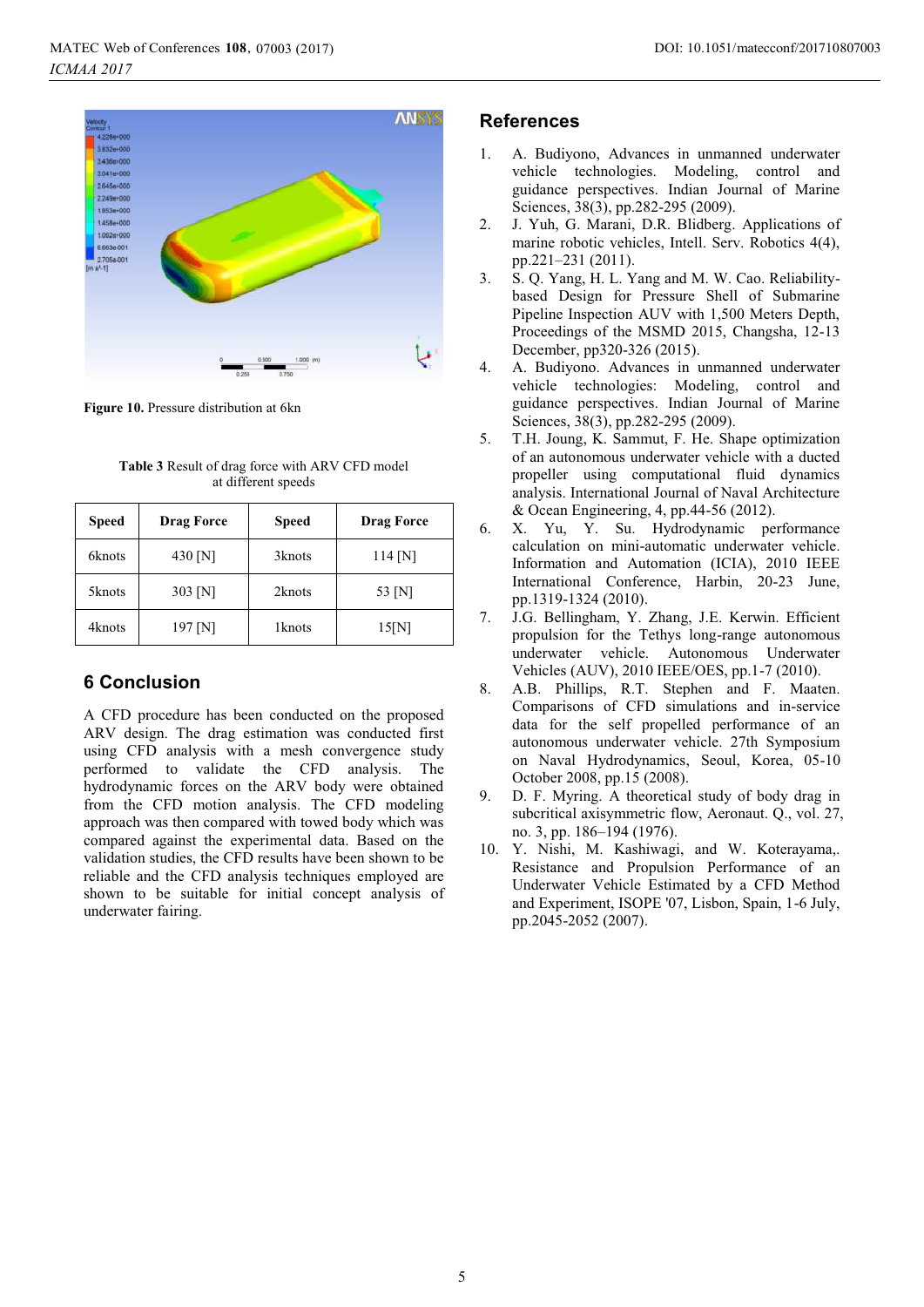Figure 10. Pressure distribution at 6kn

Table 3 Result of drag force with ARV CFD model at different speeds

| Speed | Drag Force | Speed | Drag Force |
|---|---|---|---|
| 6knots | 430 [N] | 3knots | 114 [N] |
| 5knots | 303 [N] | 2knots | 53 [N] |
| 4knots | 197 [N] | 1knots | 15[N] |

## 6 Conclusion

A CFD procedure has been conducted on the proposed ARV design. The drag estimation was conducted first using CFD analysis with a mesh convergence study performed to validate the CFD analysis. The hydrodynamic forces on the ARV body were obtained from the CFD motion analysis. The CFD modeling approach was then compared with towed body which was compared against the experimental data. Based on the validation studies, the CFD results have been shown to be reliable and the CFD analysis techniques employed are shown to be suitable for initial concept analysis of underwater fairing.

## References

1. A. Budiyono, Advances in unmanned underwater vehicle technologies. Modeling, control and guidance perspectives. Indian Journal of Marine Sciences, 38(3), pp.282-295 (2009).
2. J. Yuh, G. Marani, D.R. Blidberg. Applications of marine robotic vehicles, Intell. Serv. Robotics 4(4), pp.221–231 (2011).
3. S. Q. Yang, H. L. Yang and M. W. Cao. Reliability-based Design for Pressure Shell of Submarine Pipeline Inspection AUV with 1,500 Meters Depth, Proceedings of the MSMD 2015, Changsha, 12-13 December, pp320-326 (2015).
4. A. Budiyono. Advances in unmanned underwater vehicle technologies: Modeling, control and guidance perspectives. Indian Journal of Marine Sciences, 38(3), pp.282-295 (2009).
5. T.H. Joung, K. Sammut, F. He. Shape optimization of an autonomous underwater vehicle with a ducted propeller using computational fluid dynamics analysis. International Journal of Naval Architecture & Ocean Engineering, 4, pp.44-56 (2012).
6. X. Yu, Y. Su. Hydrodynamic performance calculation on mini-automatic underwater vehicle. Information and Automation (ICIA), 2010 IEEE International Conference, Harbin, 20-23 June, pp.1319-1324 (2010).
7. J.G. Bellingham, Y. Zhang, J.E. Kerwin. Efficient propulsion for the Tethys long-range autonomous underwater vehicle. Autonomous Underwater Vehicles (AUV), 2010 IEEE/OES, pp.1-7 (2010).
8. A.B. Phillips, R.T. Stephen and F. Maaten. Comparisons of CFD simulations and in-service data for the self propelled performance of an autonomous underwater vehicle. 27th Symposium on Naval Hydrodynamics, Seoul, Korea, 05-10 October 2008, pp.15 (2008).
9. D. F. Myring. A theoretical study of body drag in subcritical axisymmetric flow, Aeronaut. Q., vol. 27, no. 3, pp. 186–194 (1976).
10. Y. Nishi, M. Kashiwagi, and W. Koterayama,. Resistance and Propulsion Performance of an Underwater Vehicle Estimated by a CFD Method and Experiment, ISOPE '07, Lisbon, Spain, 1-6 July, pp.2045-2052 (2007).